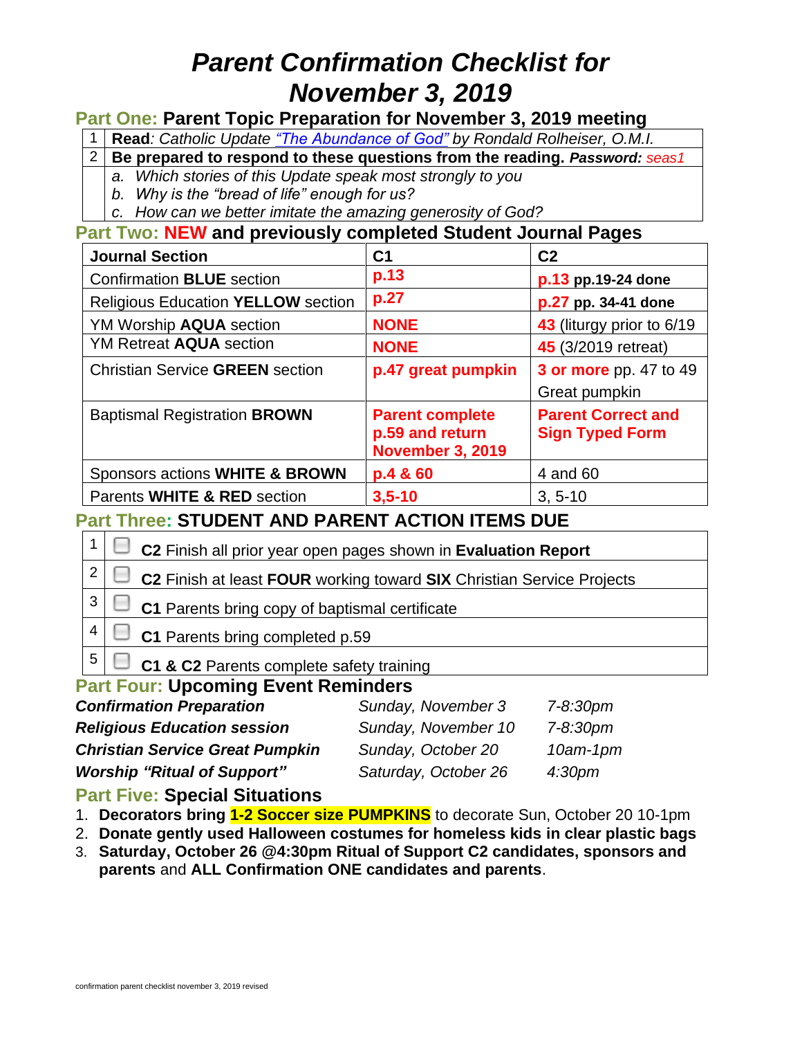# *Parent Confirmation Checklist for November 3, 2019*

## Part One: Parent Topic Preparation for November 3, 2019 meeting

| | |
|---|---|
| 1 | **Read**: *Catholic Update "The Abundance of God" by Ronald Rolheiser, O.M.I.* |
| 2 | **Be prepared to respond to these questions from the reading. *Password:*** *seas1* |
| | *a. Which stories of this Update speak most strongly to you* |
| | *b. Why is the "bread of life" enough for us?* |
| | *c. How can we better imitate the amazing generosity of God?* |

## Part Two: NEW and previously completed Student Journal Pages

| Journal Section | C1 | C2 |
|---|---|---|
| Confirmation **BLUE** section | **p.13** | **p.13 pp.19-24 done** |
| Religious Education **YELLOW** section | **p.27** | **p.27 pp. 34-41 done** |
| YM Worship **AQUA** section | **NONE** | **43** (liturgy prior to 6/19 |
| YM Retreat **AQUA** section | **NONE** | **45** (3/2019 retreat) |
| Christian Service **GREEN** section | **p.47 great pumpkin** | **3 or more** pp. 47 to 49 Great pumpkin |
| Baptismal Registration **BROWN** | **Parent complete p.59 and return November 3, 2019** | **Parent Correct and Sign Typed Form** |
| Sponsors actions **WHITE & BROWN** | **p.4 & 60** | 4 and 60 |
| Parents **WHITE & RED** section | **3,5-10** | 3, 5-10 |

## Part Three: STUDENT AND PARENT ACTION ITEMS DUE

| | |
|---|---|
| 1 | ☐ **C2** Finish all prior year open pages shown in **Evaluation Report** |
| 2 | ☐ **C2** Finish at least **FOUR** working toward **SIX** Christian Service Projects |
| 3 | ☐ **C1** Parents bring copy of baptismal certificate |
| 4 | ☐ **C1** Parents bring completed p.59 |
| 5 | ☐ **C1 & C2** Parents complete safety training |

## Part Four: Upcoming Event Reminders

| | | |
|---|---|---|
| ***Confirmation Preparation*** | *Sunday, November 3* | *7-8:30pm* |
| ***Religious Education session*** | *Sunday, November 10* | *7-8:30pm* |
| ***Christian Service Great Pumpkin*** | *Sunday, October 20* | *10am-1pm* |
| ***Worship "Ritual of Support"*** | *Saturday, October 26* | *4:30pm* |

## Part Five: Special Situations

1. **Decorators bring 1-2 Soccer size PUMPKINS** to decorate Sun, October 20 10-1pm
2. **Donate gently used Halloween costumes for homeless kids in clear plastic bags**
3. **Saturday, October 26 @4:30pm Ritual of Support C2 candidates, sponsors and parents** and **ALL Confirmation ONE candidates and parents**.

confirmation parent checklist november 3, 2019 revised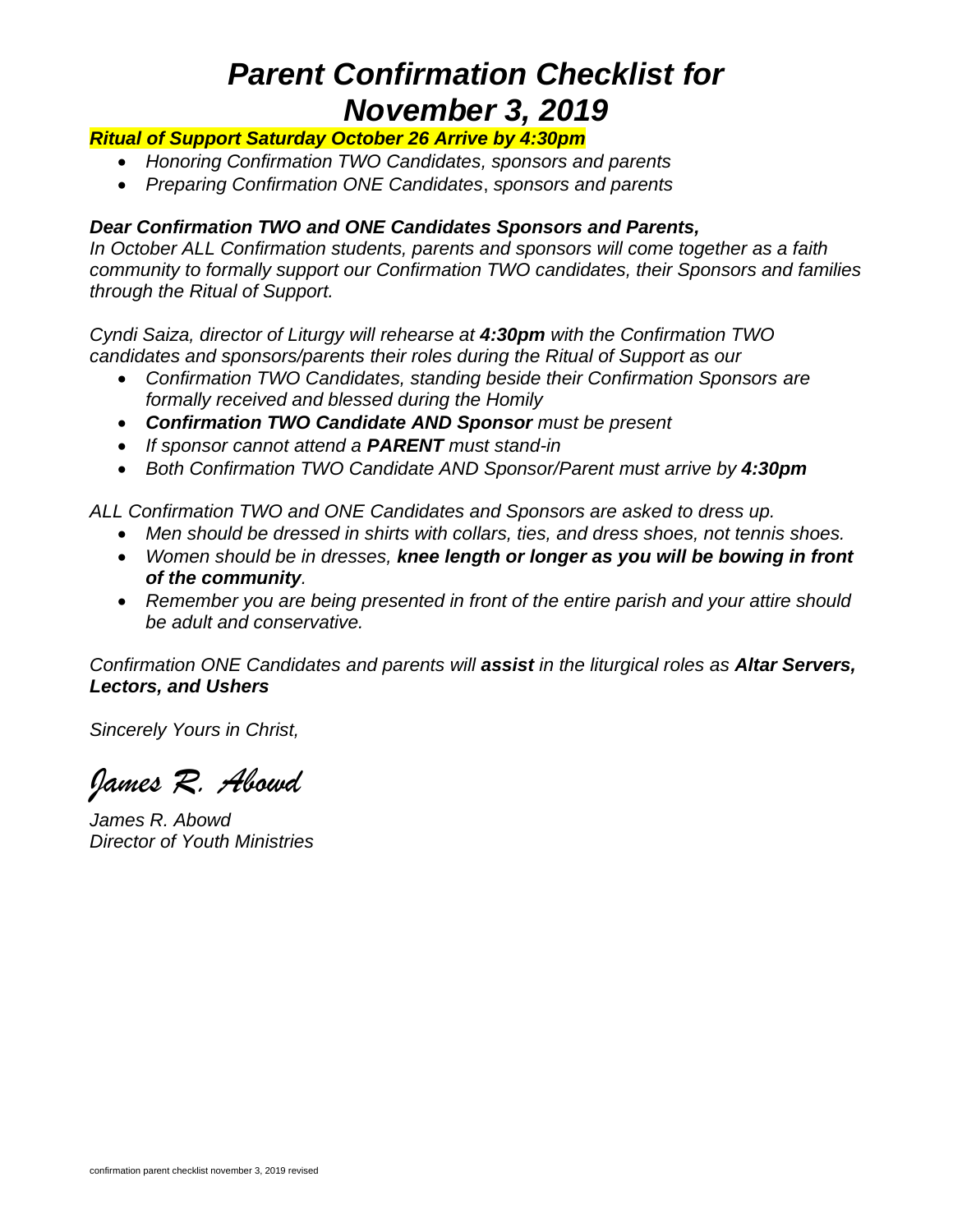# *Parent Confirmation Checklist for November 3, 2019*

***Ritual of Support Saturday October 26 Arrive by 4:30pm***

- *Honoring Confirmation TWO Candidates, sponsors and parents*
- *Preparing Confirmation ONE Candidates, sponsors and parents*

***Dear Confirmation TWO and ONE Candidates Sponsors and Parents,***

*In October ALL Confirmation students, parents and sponsors will come together as a faith community to formally support our Confirmation TWO candidates, their Sponsors and families through the Ritual of Support.*

*Cyndi Saiza, director of Liturgy will rehearse at **4:30pm** with the Confirmation TWO candidates and sponsors/parents their roles during the Ritual of Support as our*

- *Confirmation TWO Candidates, standing beside their Confirmation Sponsors are formally received and blessed during the Homily*
- ***Confirmation TWO Candidate AND Sponsor** must be present*
- *If sponsor cannot attend a **PARENT** must stand-in*
- *Both Confirmation TWO Candidate AND Sponsor/Parent must arrive by **4:30pm***

*ALL Confirmation TWO and ONE Candidates and Sponsors are asked to dress up.*

- *Men should be dressed in shirts with collars, ties, and dress shoes, not tennis shoes.*
- *Women should be in dresses, **knee length or longer as you will be bowing in front of the community**.*
- *Remember you are being presented in front of the entire parish and your attire should be adult and conservative.*

*Confirmation ONE Candidates and parents will **assist** in the liturgical roles as **Altar Servers, Lectors, and Ushers***

*Sincerely Yours in Christ,*

*James R. Abowd*

*James R. Abowd*
*Director of Youth Ministries*

confirmation parent checklist november 3, 2019 revised